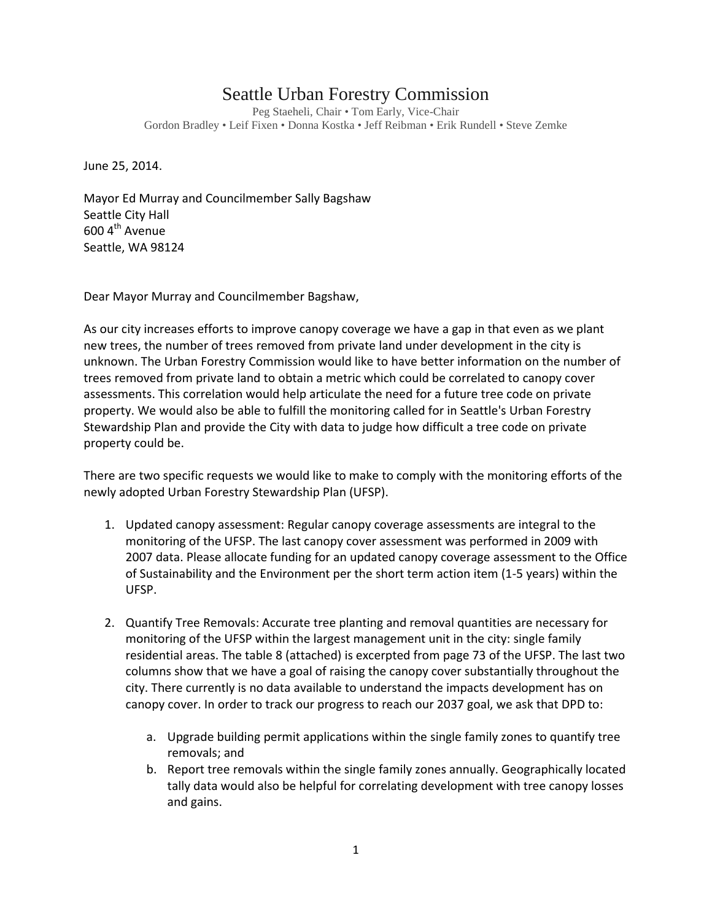# Seattle Urban Forestry Commission

Peg Staeheli, Chair • Tom Early, Vice-Chair
Gordon Bradley • Leif Fixen • Donna Kostka • Jeff Reibman • Erik Rundell • Steve Zemke

June 25, 2014.

Mayor Ed Murray and Councilmember Sally Bagshaw
Seattle City Hall
600 4th Avenue
Seattle, WA 98124

Dear Mayor Murray and Councilmember Bagshaw,

As our city increases efforts to improve canopy coverage we have a gap in that even as we plant new trees, the number of trees removed from private land under development in the city is unknown. The Urban Forestry Commission would like to have better information on the number of trees removed from private land to obtain a metric which could be correlated to canopy cover assessments. This correlation would help articulate the need for a future tree code on private property. We would also be able to fulfill the monitoring called for in Seattle's Urban Forestry Stewardship Plan and provide the City with data to judge how difficult a tree code on private property could be.

There are two specific requests we would like to make to comply with the monitoring efforts of the newly adopted Urban Forestry Stewardship Plan (UFSP).

1. Updated canopy assessment: Regular canopy coverage assessments are integral to the monitoring of the UFSP. The last canopy cover assessment was performed in 2009 with 2007 data. Please allocate funding for an updated canopy coverage assessment to the Office of Sustainability and the Environment per the short term action item (1-5 years) within the UFSP.

2. Quantify Tree Removals: Accurate tree planting and removal quantities are necessary for monitoring of the UFSP within the largest management unit in the city: single family residential areas. The table 8 (attached) is excerpted from page 73 of the UFSP. The last two columns show that we have a goal of raising the canopy cover substantially throughout the city. There currently is no data available to understand the impacts development has on canopy cover. In order to track our progress to reach our 2037 goal, we ask that DPD to:

    a. Upgrade building permit applications within the single family zones to quantify tree removals; and
    b. Report tree removals within the single family zones annually. Geographically located tally data would also be helpful for correlating development with tree canopy losses and gains.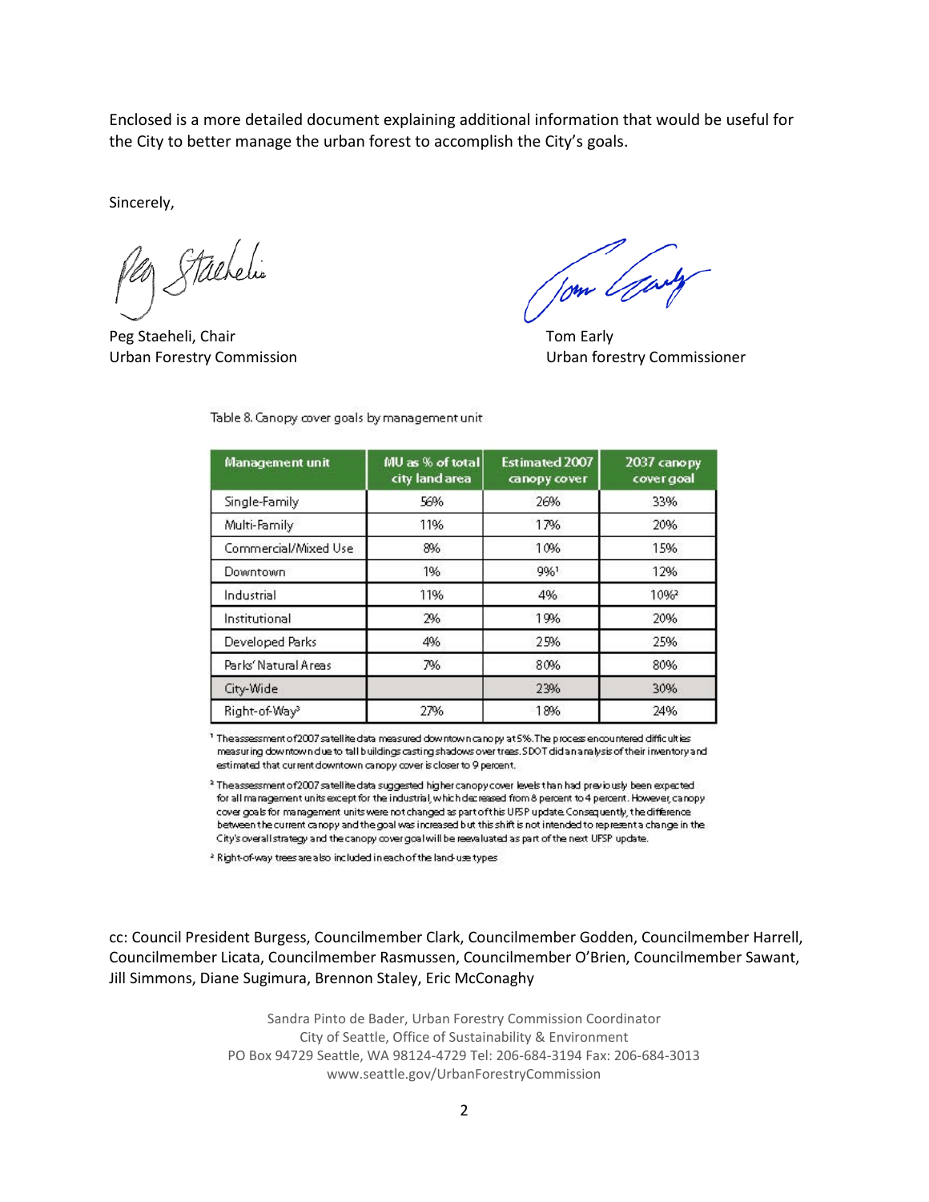Enclosed is a more detailed document explaining additional information that would be useful for the City to better manage the urban forest to accomplish the City's goals.

Sincerely,

Peg Staeheli, Chair
Urban Forestry Commission

Tom Early
Urban forestry Commissioner

Table 8. Canopy cover goals by management unit

| Management unit | MU as % of total city land area | Estimated 2007 canopy cover | 2037 canopy cover goal |
|---|---|---|---|
| Single-Family | 56% | 26% | 33% |
| Multi-Family | 11% | 17% | 20% |
| Commercial/Mixed Use | 8% | 10% | 15% |
| Downtown | 1% | 9%[1] | 12% |
| Industrial | 11% | 4% | 10%[2] |
| Institutional | 2% | 19% | 20% |
| Developed Parks | 4% | 25% | 25% |
| Parks' Natural Areas | 7% | 80% | 80% |
| City-Wide | | 23% | 30% |
| Right-of-Way[3] | 27% | 18% | 24% |

[1] The assessment of 2007 satellite data measured downtown canopy at 5%. The process encountered difficulties measuring downtown due to tall buildings casting shadows over trees. SDOT did an analysis of their inventory and estimated that current downtown canopy cover is closer to 9 percent.

[2] The assessment of 2007 satellite data suggested higher canopy cover levels than had previously been expected for all management units except for the industrial, which decreased from 8 percent to 4 percent. However, canopy cover goals for management units were not changed as part of this UFSP update. Consequently, the difference between the current canopy and the goal was increased but this shift is not intended to represent a change in the City's overall strategy and the canopy cover goal will be reevaluated as part of the next UFSP update.

[3] Right-of-way trees are also included in each of the land-use types

cc: Council President Burgess, Councilmember Clark, Councilmember Godden, Councilmember Harrell, Councilmember Licata, Councilmember Rasmussen, Councilmember O'Brien, Councilmember Sawant, Jill Simmons, Diane Sugimura, Brennon Staley, Eric McConaghy

Sandra Pinto de Bader, Urban Forestry Commission Coordinator
City of Seattle, Office of Sustainability & Environment
PO Box 94729 Seattle, WA 98124-4729 Tel: 206-684-3194 Fax: 206-684-3013
www.seattle.gov/UrbanForestryCommission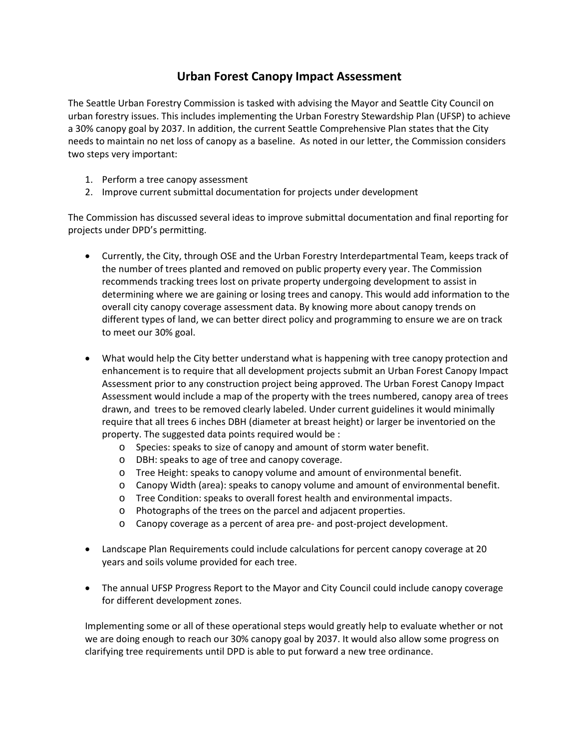# Urban Forest Canopy Impact Assessment

The Seattle Urban Forestry Commission is tasked with advising the Mayor and Seattle City Council on urban forestry issues. This includes implementing the Urban Forestry Stewardship Plan (UFSP) to achieve a 30% canopy goal by 2037. In addition, the current Seattle Comprehensive Plan states that the City needs to maintain no net loss of canopy as a baseline. As noted in our letter, the Commission considers two steps very important:

1. Perform a tree canopy assessment
2. Improve current submittal documentation for projects under development

The Commission has discussed several ideas to improve submittal documentation and final reporting for projects under DPD's permitting.

- Currently, the City, through OSE and the Urban Forestry Interdepartmental Team, keeps track of the number of trees planted and removed on public property every year. The Commission recommends tracking trees lost on private property undergoing development to assist in determining where we are gaining or losing trees and canopy. This would add information to the overall city canopy coverage assessment data. By knowing more about canopy trends on different types of land, we can better direct policy and programming to ensure we are on track to meet our 30% goal.

- What would help the City better understand what is happening with tree canopy protection and enhancement is to require that all development projects submit an Urban Forest Canopy Impact Assessment prior to any construction project being approved. The Urban Forest Canopy Impact Assessment would include a map of the property with the trees numbered, canopy area of trees drawn, and trees to be removed clearly labeled. Under current guidelines it would minimally require that all trees 6 inches DBH (diameter at breast height) or larger be inventoried on the property. The suggested data points required would be :
  - Species: speaks to size of canopy and amount of storm water benefit.
  - DBH: speaks to age of tree and canopy coverage.
  - Tree Height: speaks to canopy volume and amount of environmental benefit.
  - Canopy Width (area): speaks to canopy volume and amount of environmental benefit.
  - Tree Condition: speaks to overall forest health and environmental impacts.
  - Photographs of the trees on the parcel and adjacent properties.
  - Canopy coverage as a percent of area pre- and post-project development.

- Landscape Plan Requirements could include calculations for percent canopy coverage at 20 years and soils volume provided for each tree.

- The annual UFSP Progress Report to the Mayor and City Council could include canopy coverage for different development zones.

Implementing some or all of these operational steps would greatly help to evaluate whether or not we are doing enough to reach our 30% canopy goal by 2037. It would also allow some progress on clarifying tree requirements until DPD is able to put forward a new tree ordinance.